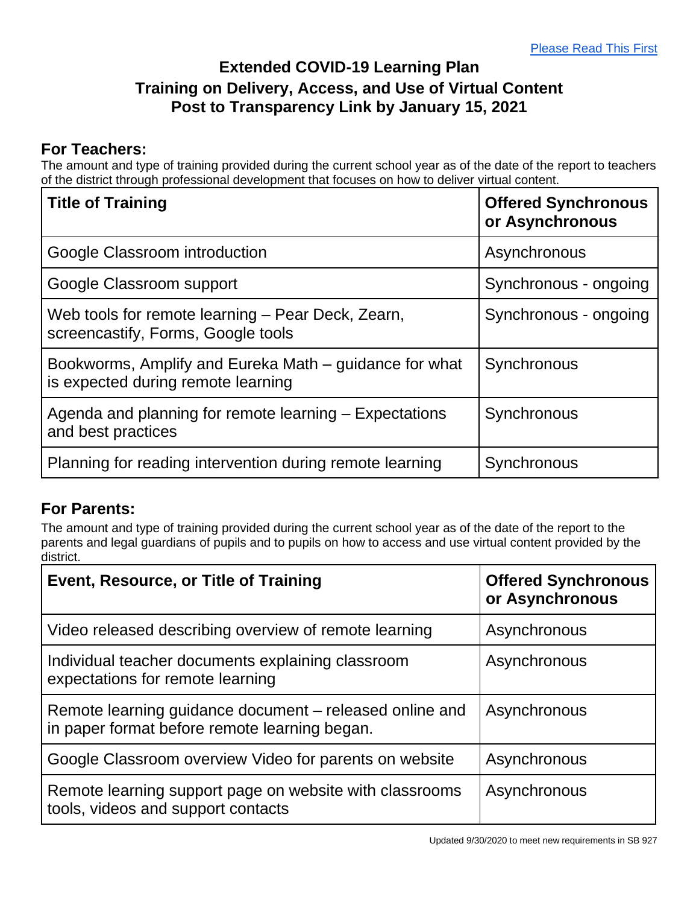Please Read This First

# Extended COVID-19 Learning Plan
# Training on Delivery, Access, and Use of Virtual Content
# Post to Transparency Link by January 15, 2021

## For Teachers:

The amount and type of training provided during the current school year as of the date of the report to teachers of the district through professional development that focuses on how to deliver virtual content.

| Title of Training | Offered Synchronous or Asynchronous |
| --- | --- |
| Google Classroom introduction | Asynchronous |
| Google Classroom support | Synchronous - ongoing |
| Web tools for remote learning – Pear Deck, Zearn, screencastify, Forms, Google tools | Synchronous - ongoing |
| Bookworms, Amplify and Eureka Math – guidance for what is expected during remote learning | Synchronous |
| Agenda and planning for remote learning – Expectations and best practices | Synchronous |
| Planning for reading intervention during remote learning | Synchronous |

## For Parents:

The amount and type of training provided during the current school year as of the date of the report to the parents and legal guardians of pupils and to pupils on how to access and use virtual content provided by the district.

| Event, Resource, or Title of Training | Offered Synchronous or Asynchronous |
| --- | --- |
| Video released describing overview of remote learning | Asynchronous |
| Individual teacher documents explaining classroom expectations for remote learning | Asynchronous |
| Remote learning guidance document – released online and in paper format before remote learning began. | Asynchronous |
| Google Classroom overview Video for parents on website | Asynchronous |
| Remote learning support page on website with classrooms tools, videos and support contacts | Asynchronous |

Updated 9/30/2020 to meet new requirements in SB 927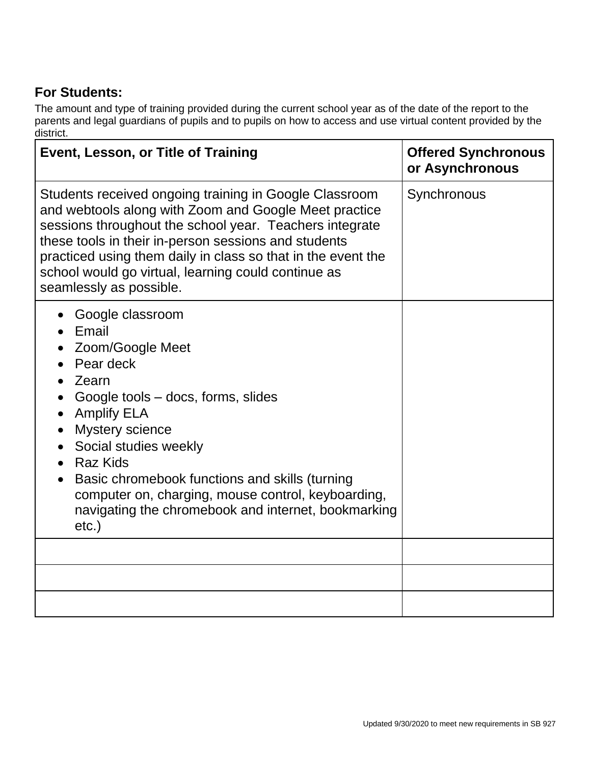**For Students:**

The amount and type of training provided during the current school year as of the date of the report to the parents and legal guardians of pupils and to pupils on how to access and use virtual content provided by the district.

| Event, Lesson, or Title of Training | Offered Synchronous or Asynchronous |
|---|---|
| Students received ongoing training in Google Classroom and webtools along with Zoom and Google Meet practice sessions throughout the school year. Teachers integrate these tools in their in-person sessions and students practiced using them daily in class so that in the event the school would go virtual, learning could continue as seamlessly as possible. | Synchronous |
| • Google classroom<br>• Email<br>• Zoom/Google Meet<br>• Pear deck<br>• Zearn<br>• Google tools – docs, forms, slides<br>• Amplify ELA<br>• Mystery science<br>• Social studies weekly<br>• Raz Kids<br>• Basic chromebook functions and skills (turning computer on, charging, mouse control, keyboarding, navigating the chromebook and internet, bookmarking etc.) | |
| | |
| | |
| | |

Updated 9/30/2020 to meet new requirements in SB 927